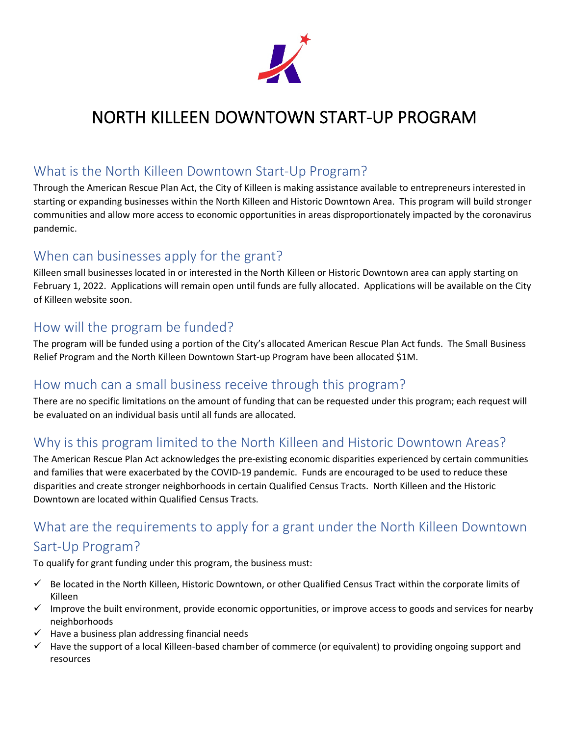# NORTH KILLEEN DOWNTOWN START-UP PROGRAM

## What is the North Killeen Downtown Start-Up Program?

Through the American Rescue Plan Act, the City of Killeen is making assistance available to entrepreneurs interested in starting or expanding businesses within the North Killeen and Historic Downtown Area. This program will build stronger communities and allow more access to economic opportunities in areas disproportionately impacted by the coronavirus pandemic.

## When can businesses apply for the grant?

Killeen small businesses located in or interested in the North Killeen or Historic Downtown area can apply starting on February 1, 2022. Applications will remain open until funds are fully allocated. Applications will be available on the City of Killeen website soon.

## How will the program be funded?

The program will be funded using a portion of the City's allocated American Rescue Plan Act funds. The Small Business Relief Program and the North Killeen Downtown Start-up Program have been allocated $1M.

## How much can a small business receive through this program?

There are no specific limitations on the amount of funding that can be requested under this program; each request will be evaluated on an individual basis until all funds are allocated.

## Why is this program limited to the North Killeen and Historic Downtown Areas?

The American Rescue Plan Act acknowledges the pre-existing economic disparities experienced by certain communities and families that were exacerbated by the COVID-19 pandemic. Funds are encouraged to be used to reduce these disparities and create stronger neighborhoods in certain Qualified Census Tracts. North Killeen and the Historic Downtown are located within Qualified Census Tracts.

## What are the requirements to apply for a grant under the North Killeen Downtown Sart-Up Program?

To qualify for grant funding under this program, the business must:

- ✓ Be located in the North Killeen, Historic Downtown, or other Qualified Census Tract within the corporate limits of Killeen
- ✓ Improve the built environment, provide economic opportunities, or improve access to goods and services for nearby neighborhoods
- ✓ Have a business plan addressing financial needs
- ✓ Have the support of a local Killeen-based chamber of commerce (or equivalent) to providing ongoing support and resources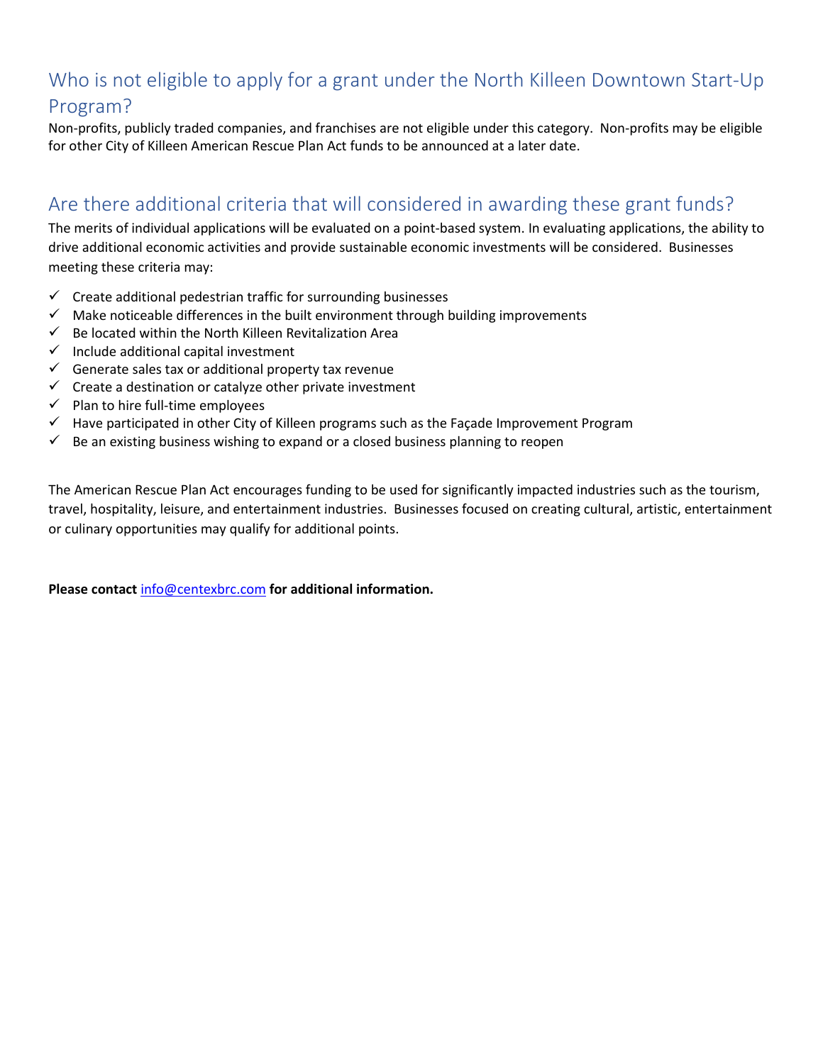## Who is not eligible to apply for a grant under the North Killeen Downtown Start-Up Program?

Non-profits, publicly traded companies, and franchises are not eligible under this category. Non-profits may be eligible for other City of Killeen American Rescue Plan Act funds to be announced at a later date.

## Are there additional criteria that will considered in awarding these grant funds?

The merits of individual applications will be evaluated on a point-based system. In evaluating applications, the ability to drive additional economic activities and provide sustainable economic investments will be considered. Businesses meeting these criteria may:

- ✓ Create additional pedestrian traffic for surrounding businesses
- ✓ Make noticeable differences in the built environment through building improvements
- ✓ Be located within the North Killeen Revitalization Area
- ✓ Include additional capital investment
- ✓ Generate sales tax or additional property tax revenue
- ✓ Create a destination or catalyze other private investment
- ✓ Plan to hire full-time employees
- ✓ Have participated in other City of Killeen programs such as the Façade Improvement Program
- ✓ Be an existing business wishing to expand or a closed business planning to reopen

The American Rescue Plan Act encourages funding to be used for significantly impacted industries such as the tourism, travel, hospitality, leisure, and entertainment industries. Businesses focused on creating cultural, artistic, entertainment or culinary opportunities may qualify for additional points.

**Please contact [info@centexbrc.com](mailto:info@centexbrc.com) for additional information.**